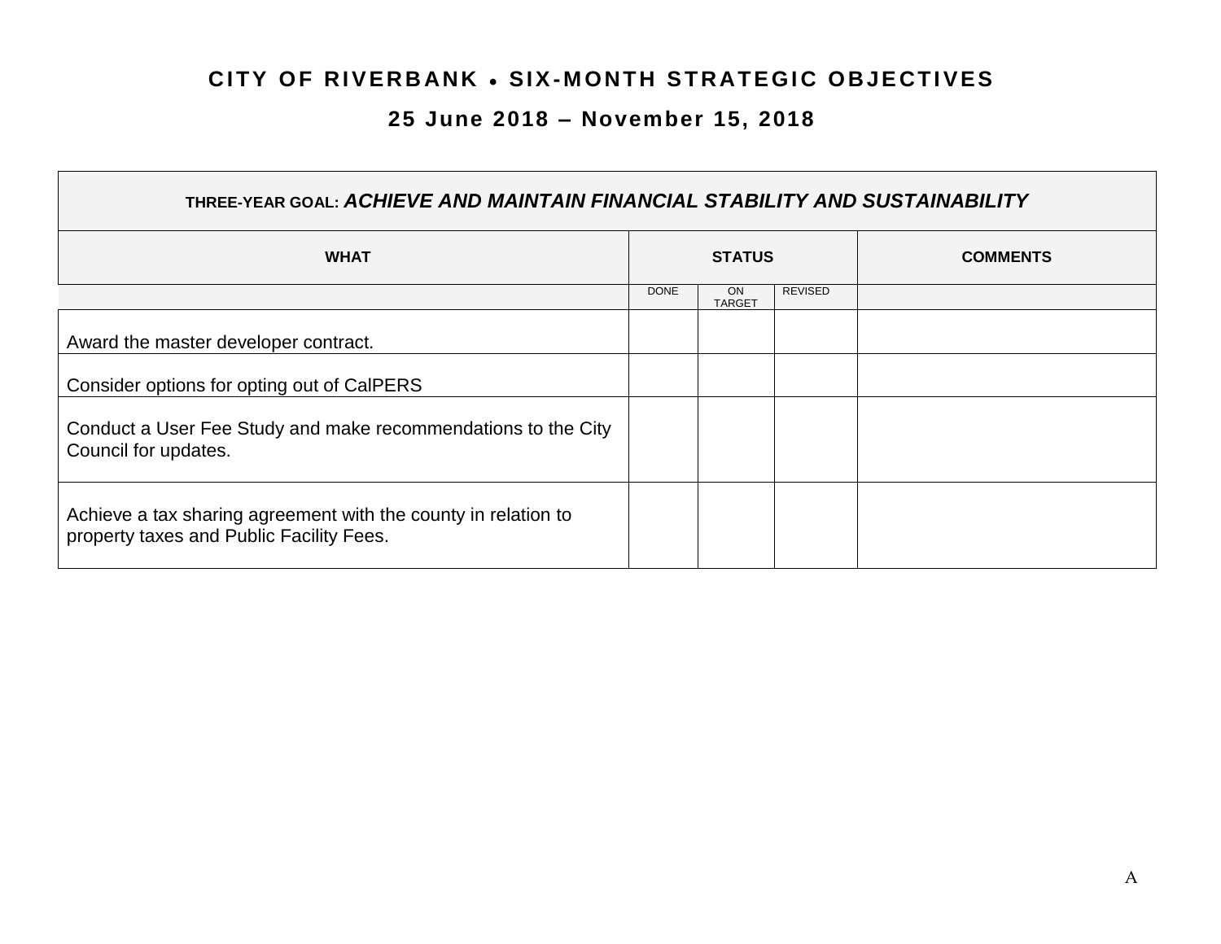# CITY OF RIVERBANK • SIX-MONTH STRATEGIC OBJECTIVES

## 25 June 2018 – November 15, 2018

| THREE-YEAR GOAL: *ACHIEVE AND MAINTAIN FINANCIAL STABILITY AND SUSTAINABILITY* | | | | |
|---|---|---|---|---|
| **WHAT** | **STATUS** | | | **COMMENTS** |
| | DONE | ON TARGET | REVISED | |
| Award the master developer contract. | | | | |
| Consider options for opting out of CalPERS | | | | |
| Conduct a User Fee Study and make recommendations to the City Council for updates. | | | | |
| Achieve a tax sharing agreement with the county in relation to property taxes and Public Facility Fees. | | | | |

A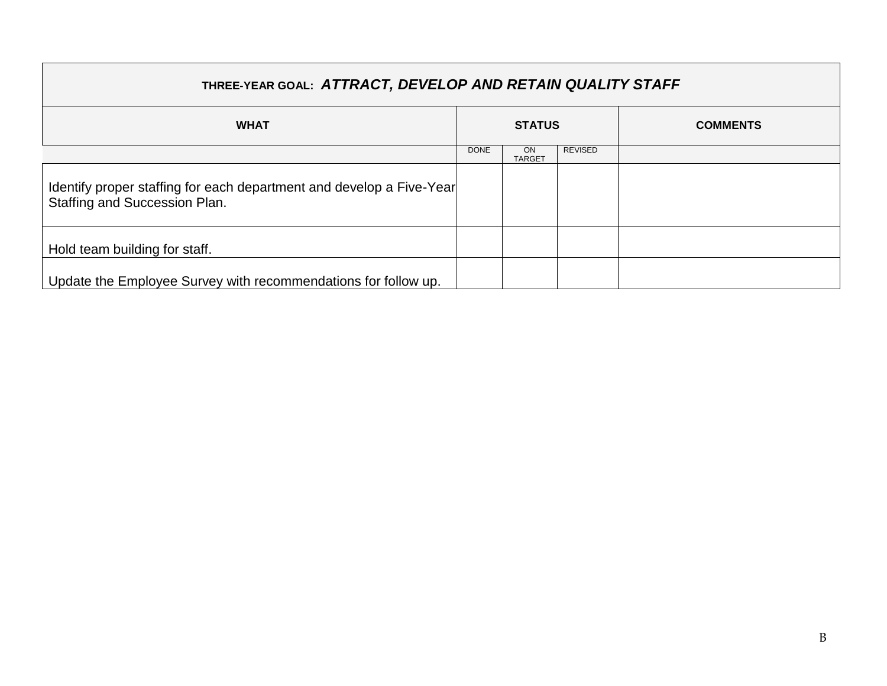| THREE-YEAR GOAL: ***ATTRACT, DEVELOP AND RETAIN QUALITY STAFF*** | | | | |
|---|---|---|---|---|
| **WHAT** | **STATUS** | | | **COMMENTS** |
| | DONE | ON TARGET | REVISED | |
| Identify proper staffing for each department and develop a Five-Year Staffing and Succession Plan. | | | | |
| Hold team building for staff. | | | | |
| Update the Employee Survey with recommendations for follow up. | | | | |

B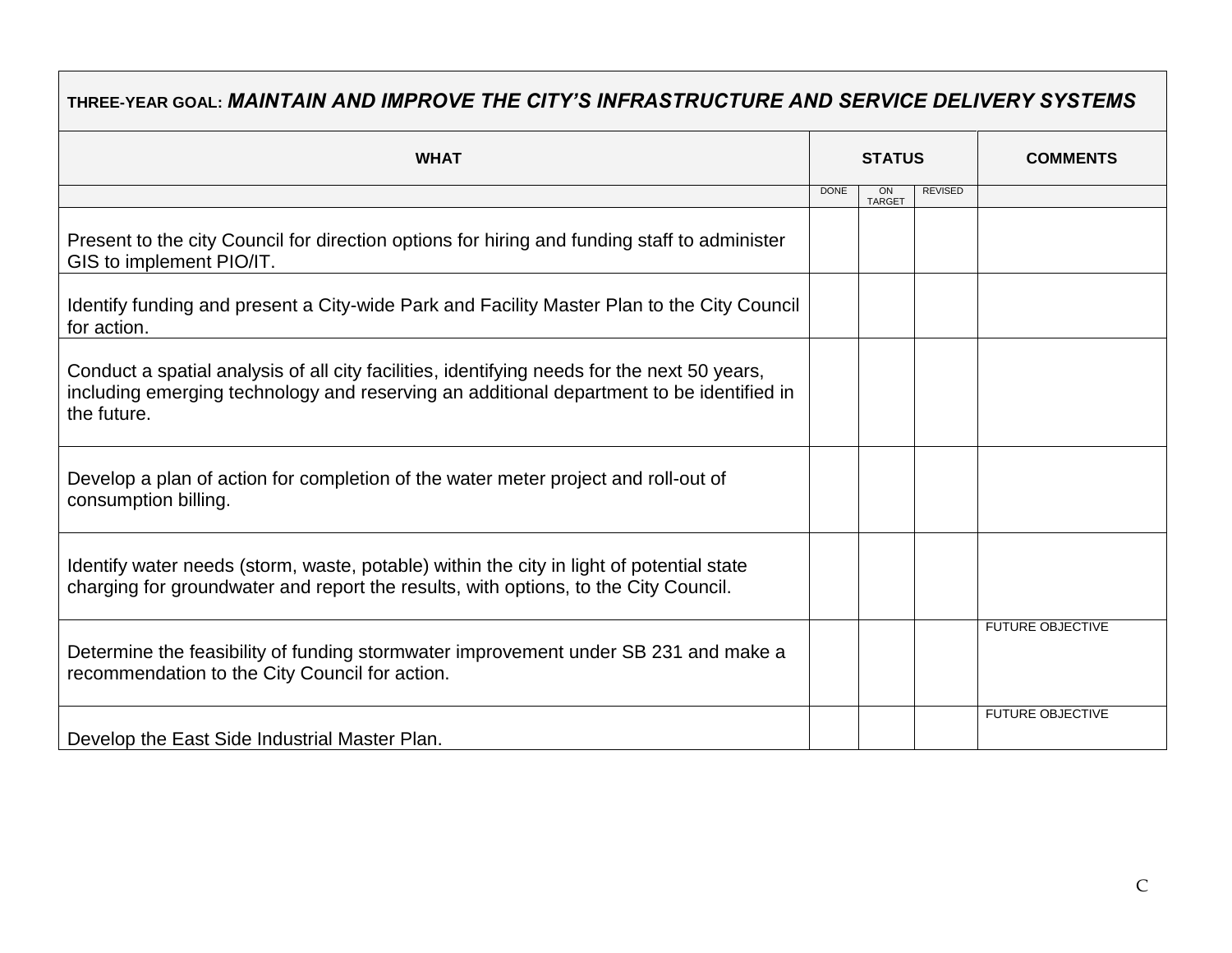| THREE-YEAR GOAL: ***MAINTAIN AND IMPROVE THE CITY'S INFRASTRUCTURE AND SERVICE DELIVERY SYSTEMS*** | | | | |
|---|---|---|---|---|
| **WHAT** | **STATUS** | | | **COMMENTS** |
| | DONE | ON TARGET | REVISED | |
| Present to the city Council for direction options for hiring and funding staff to administer GIS to implement PIO/IT. | | | | |
| Identify funding and present a City-wide Park and Facility Master Plan to the City Council for action. | | | | |
| Conduct a spatial analysis of all city facilities, identifying needs for the next 50 years, including emerging technology and reserving an additional department to be identified in the future. | | | | |
| Develop a plan of action for completion of the water meter project and roll-out of consumption billing. | | | | |
| Identify water needs (storm, waste, potable) within the city in light of potential state charging for groundwater and report the results, with options, to the City Council. | | | | |
| Determine the feasibility of funding stormwater improvement under SB 231 and make a recommendation to the City Council for action. | | | | FUTURE OBJECTIVE |
| Develop the East Side Industrial Master Plan. | | | | FUTURE OBJECTIVE |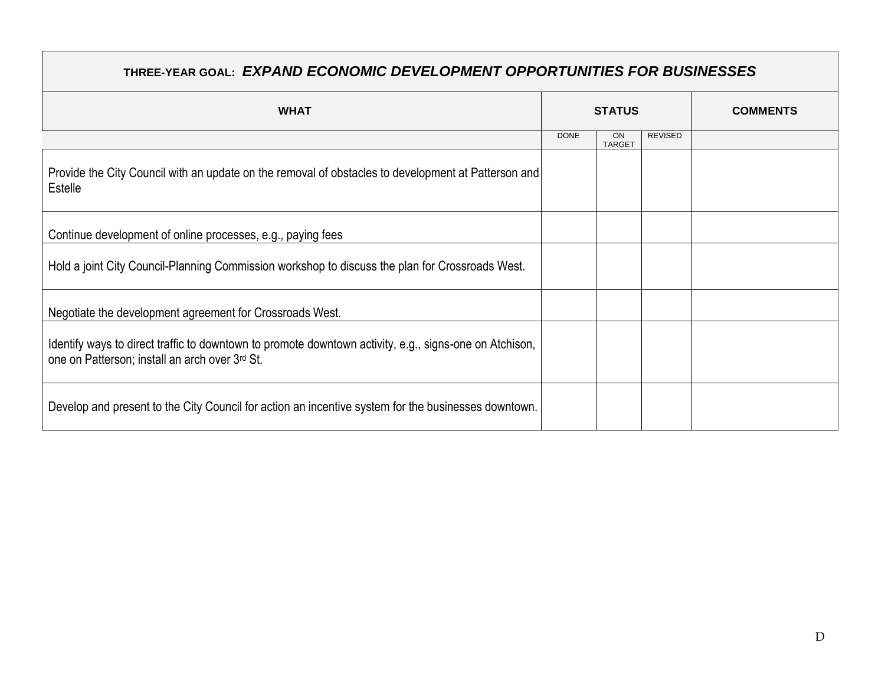| **THREE-YEAR GOAL:** ***EXPAND ECONOMIC DEVELOPMENT OPPORTUNITIES FOR BUSINESSES*** | | | | |
|---|---|---|---|---|
| **WHAT** | **STATUS** | | | **COMMENTS** |
| | DONE | ON TARGET | REVISED | |
| Provide the City Council with an update on the removal of obstacles to development at Patterson and Estelle | | | | |
| Continue development of online processes, e.g., paying fees | | | | |
| Hold a joint City Council-Planning Commission workshop to discuss the plan for Crossroads West. | | | | |
| Negotiate the development agreement for Crossroads West. | | | | |
| Identify ways to direct traffic to downtown to promote downtown activity, e.g., signs-one on Atchison, one on Patterson; install an arch over 3rd St. | | | | |
| Develop and present to the City Council for action an incentive system for the businesses downtown. | | | | |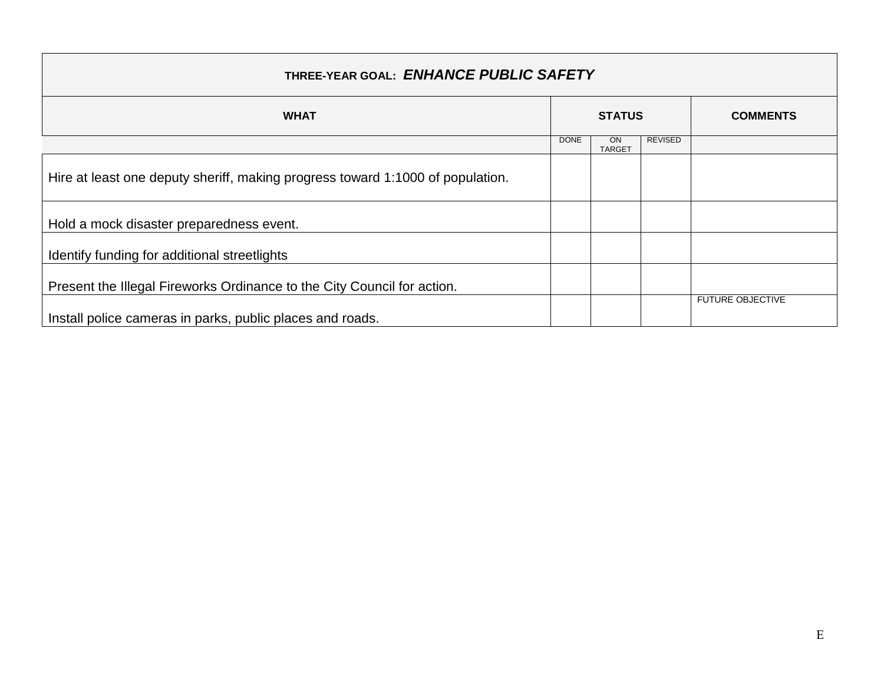| THREE-YEAR GOAL: ***ENHANCE PUBLIC SAFETY*** | | | | |
|---|---|---|---|---|
| **WHAT** | **STATUS** | | | **COMMENTS** |
| | DONE | ON TARGET | REVISED | |
| Hire at least one deputy sheriff, making progress toward 1:1000 of population. | | | | |
| Hold a mock disaster preparedness event. | | | | |
| Identify funding for additional streetlights | | | | |
| Present the Illegal Fireworks Ordinance to the City Council for action. | | | | |
| Install police cameras in parks, public places and roads. | | | | FUTURE OBJECTIVE |

E